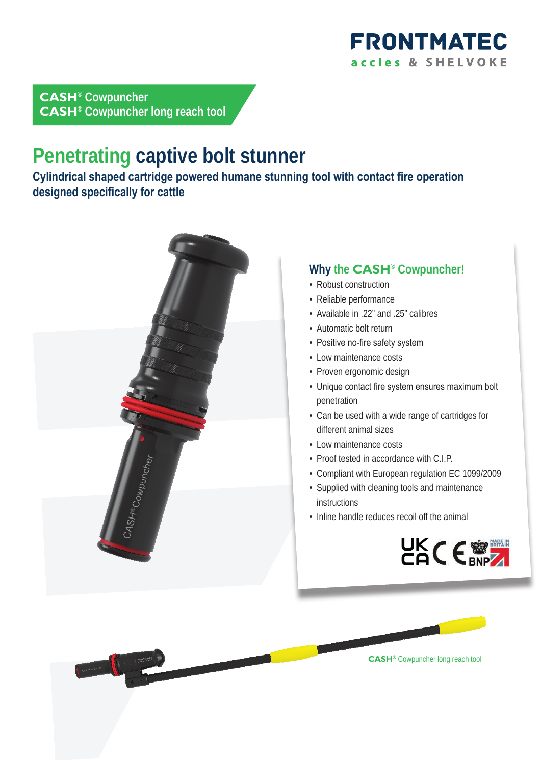FRONTMATEC
accles & SHELVOKE

**CASH® Cowpuncher**
**CASH® Cowpuncher long reach tool**

# Penetrating captive bolt stunner

## Cylindrical shaped cartridge powered humane stunning tool with contact fire operation designed specifically for cattle

### Why the CASH® Cowpuncher!

- Robust construction
- Reliable performance
- Available in .22" and .25" calibres
- Automatic bolt return
- Positive no-fire safety system
- Low maintenance costs
- Proven ergonomic design
- Unique contact fire system ensures maximum bolt penetration
- Can be used with a wide range of cartridges for different animal sizes
- Low maintenance costs
- Proof tested in accordance with C.I.P.
- Compliant with European regulation EC 1099/2009
- Supplied with cleaning tools and maintenance instructions
- Inline handle reduces recoil off the animal

UK CA CE BNP MADE IN BRITAIN

CASH® Cowpuncher long reach tool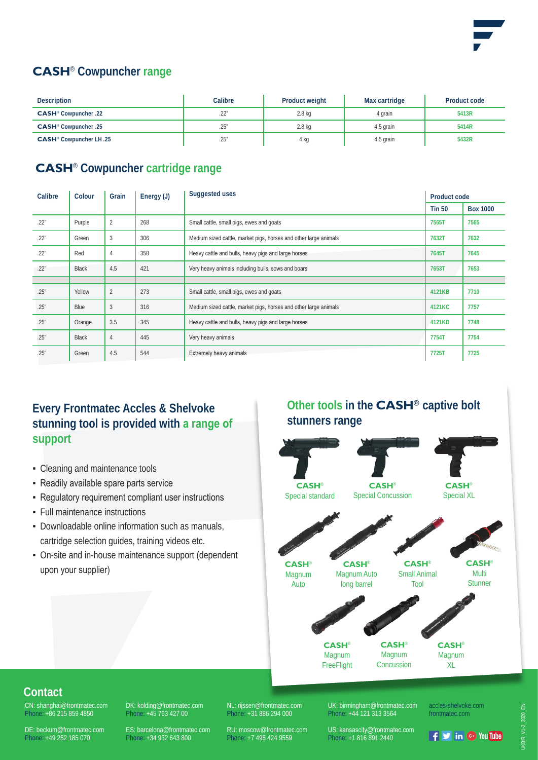## CASH® Cowpuncher range

| Description | Calibre | Product weight | Max cartridge | Product code |
|---|---|---|---|---|
| CASH® Cowpuncher .22 | .22" | 2.8 kg | 4 grain | 5413R |
| CASH® Cowpuncher .25 | .25" | 2.8 kg | 4.5 grain | 5414R |
| CASH® Cowpuncher LH .25 | .25" | 4 kg | 4.5 grain | 5432R |

## CASH® Cowpuncher cartridge range

| Calibre | Colour | Grain | Energy (J) | Suggested uses | Product code | |
|---|---|---|---|---|---|---|
| | | | | | Tin 50 | Box 1000 |
| .22" | Purple | 2 | 268 | Small cattle, small pigs, ewes and goats | 7565T | 7565 |
| .22" | Green | 3 | 306 | Medium sized cattle, market pigs, horses and other large animals | 7632T | 7632 |
| .22" | Red | 4 | 358 | Heavy cattle and bulls, heavy pigs and large horses | 7645T | 7645 |
| .22" | Black | 4.5 | 421 | Very heavy animals including bulls, sows and boars | 7653T | 7653 |
| | | | | | | |
| .25" | Yellow | 2 | 273 | Small cattle, small pigs, ewes and goats | 4121KB | 7710 |
| .25" | Blue | 3 | 316 | Medium sized cattle, market pigs, horses and other large animals | 4121KC | 7757 |
| .25" | Orange | 3.5 | 345 | Heavy cattle and bulls, heavy pigs and large horses | 4121KD | 7748 |
| .25" | Black | 4 | 445 | Very heavy animals | 7754T | 7754 |
| .25" | Green | 4.5 | 544 | Extremely heavy animals | 7725T | 7725 |

## Every Frontmatec Accles & Shelvoke stunning tool is provided with a range of support

- Cleaning and maintenance tools
- Readily available spare parts service
- Regulatory requirement compliant user instructions
- Full maintenance instructions
- Downloadable online information such as manuals, cartridge selection guides, training videos etc.
- On-site and in-house maintenance support (dependent upon your supplier)

## Other tools in the CASH® captive bolt stunners range

CASH® Special standard

CASH® Special Concussion

CASH® Special XL

CASH® Magnum Auto

CASH® Magnum Auto long barrel

CASH® Small Animal Tool

CASH® Multi Stunner

CASH® Magnum FreeFlight

CASH® Magnum Concussion

CASH® Magnum XL

## Contact

CN: shanghai@frontmatec.com
Phone: +86 215 859 4850

DE: beckum@frontmatec.com
Phone: +49 252 185 070

DK: kolding@frontmatec.com
Phone: +45 763 427 00

ES: barcelona@frontmatec.com
Phone: +34 932 643 800

NL: rijssen@frontmatec.com
Phone: +31 886 294 000

RU: moscow@frontmatec.com
Phone: +7 495 424 9559

UK: birmingham@frontmatec.com
Phone: +44 121 313 3564

US: kansascity@frontmatec.com
Phone: +1 816 891 2440

accles-shelvoke.com
frontmatec.com

UKBR_V1-2_2020_EN